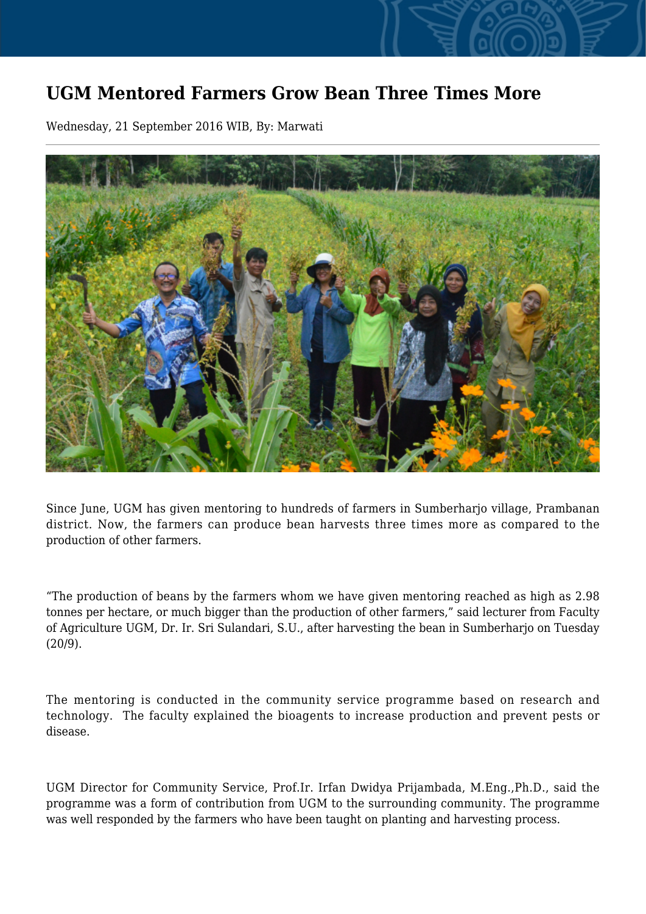# UGM Mentored Farmers Grow Bean Three Times More

Wednesday, 21 September 2016 WIB, By: Marwati

---

Since June, UGM has given mentoring to hundreds of farmers in Sumberharjo village, Prambanan district. Now, the farmers can produce bean harvests three times more as compared to the production of other farmers.

“The production of beans by the farmers whom we have given mentoring reached as high as 2.98 tonnes per hectare, or much bigger than the production of other farmers,” said lecturer from Faculty of Agriculture UGM, Dr. Ir. Sri Sulandari, S.U., after harvesting the bean in Sumberharjo on Tuesday (20/9).

The mentoring is conducted in the community service programme based on research and technology. The faculty explained the bioagents to increase production and prevent pests or disease.

UGM Director for Community Service, Prof.Ir. Irfan Dwidya Prijambada, M.Eng.,Ph.D., said the programme was a form of contribution from UGM to the surrounding community. The programme was well responded by the farmers who have been taught on planting and harvesting process.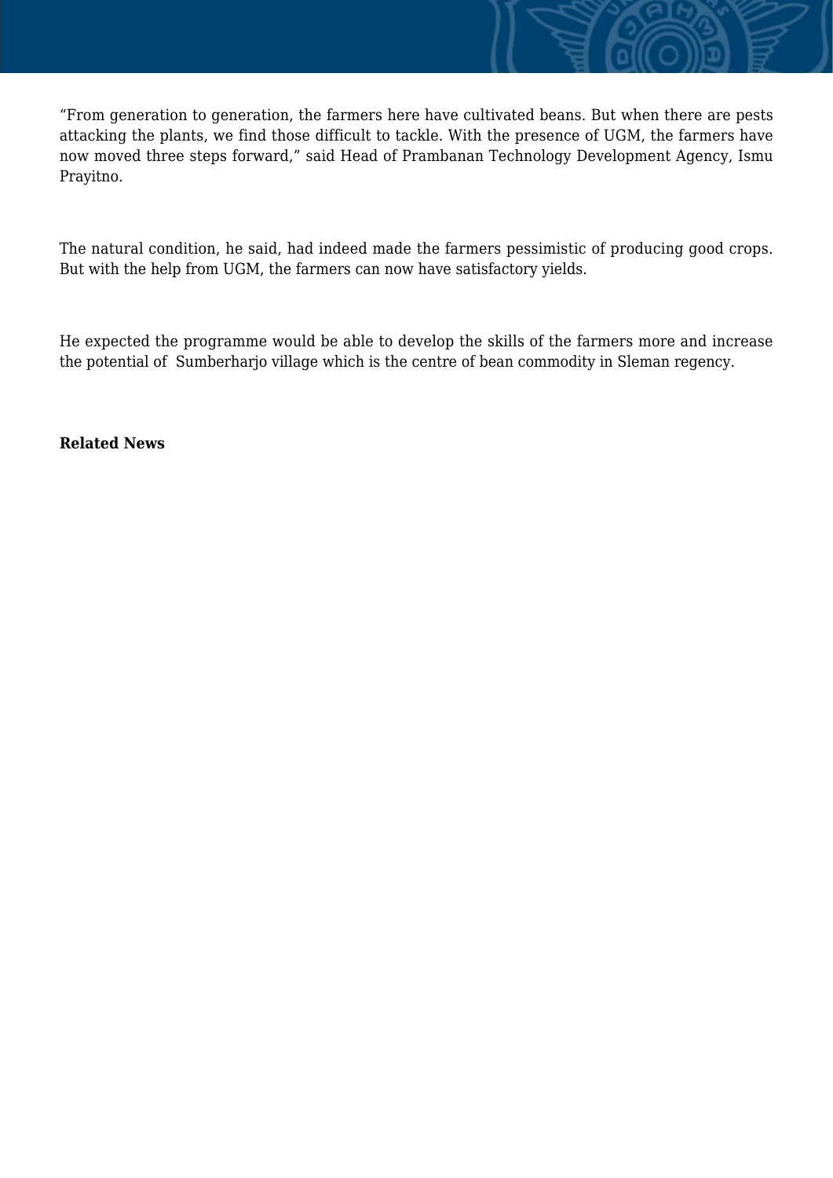“From generation to generation, the farmers here have cultivated beans. But when there are pests attacking the plants, we find those difficult to tackle. With the presence of UGM, the farmers have now moved three steps forward,” said Head of Prambanan Technology Development Agency, Ismu Prayitno.

The natural condition, he said, had indeed made the farmers pessimistic of producing good crops. But with the help from UGM, the farmers can now have satisfactory yields.

He expected the programme would be able to develop the skills of the farmers more and increase the potential of  Sumberharjo village which is the centre of bean commodity in Sleman regency.

**Related News**